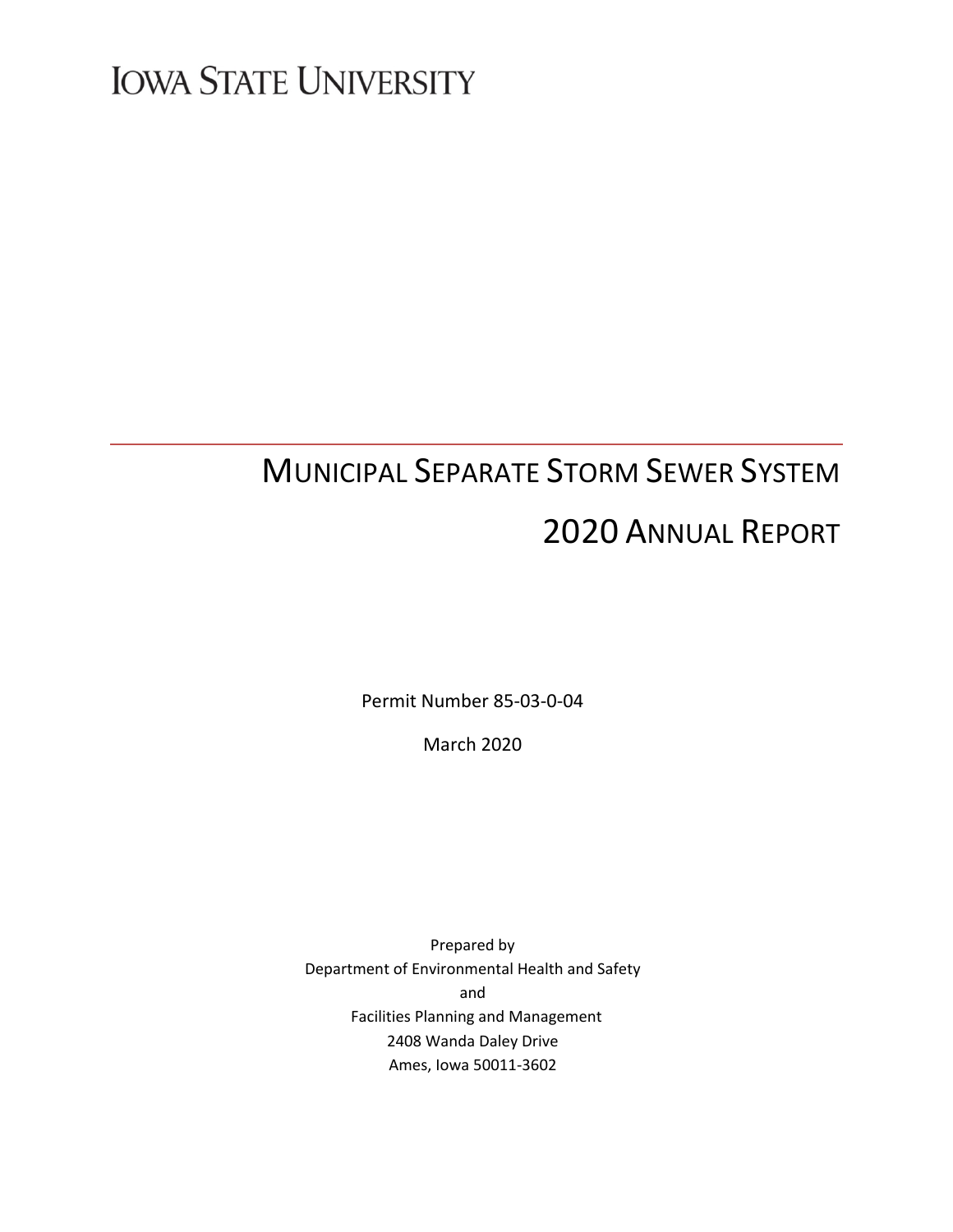IOWA STATE UNIVERSITY

# MUNICIPAL SEPARATE STORM SEWER SYSTEM

# 2020 ANNUAL REPORT

Permit Number 85-03-0-04

March 2020

Prepared by
Department of Environmental Health and Safety
and
Facilities Planning and Management
2408 Wanda Daley Drive
Ames, Iowa 50011-3602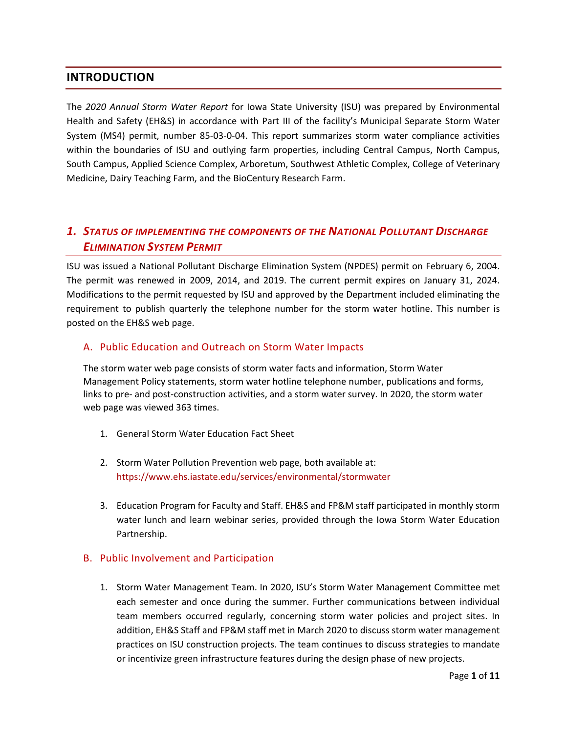## INTRODUCTION

The *2020 Annual Storm Water Report* for Iowa State University (ISU) was prepared by Environmental Health and Safety (EH&S) in accordance with Part III of the facility's Municipal Separate Storm Water System (MS4) permit, number 85-03-0-04. This report summarizes storm water compliance activities within the boundaries of ISU and outlying farm properties, including Central Campus, North Campus, South Campus, Applied Science Complex, Arboretum, Southwest Athletic Complex, College of Veterinary Medicine, Dairy Teaching Farm, and the BioCentury Research Farm.

## *1. Status of implementing the components of the National Pollutant Discharge Elimination System Permit*

ISU was issued a National Pollutant Discharge Elimination System (NPDES) permit on February 6, 2004. The permit was renewed in 2009, 2014, and 2019. The current permit expires on January 31, 2024. Modifications to the permit requested by ISU and approved by the Department included eliminating the requirement to publish quarterly the telephone number for the storm water hotline. This number is posted on the EH&S web page.

### A. Public Education and Outreach on Storm Water Impacts

The storm water web page consists of storm water facts and information, Storm Water Management Policy statements, storm water hotline telephone number, publications and forms, links to pre- and post-construction activities, and a storm water survey. In 2020, the storm water web page was viewed 363 times.

1. General Storm Water Education Fact Sheet

2. Storm Water Pollution Prevention web page, both available at: https://www.ehs.iastate.edu/services/environmental/stormwater

3. Education Program for Faculty and Staff. EH&S and FP&M staff participated in monthly storm water lunch and learn webinar series, provided through the Iowa Storm Water Education Partnership.

### B. Public Involvement and Participation

1. Storm Water Management Team. In 2020, ISU's Storm Water Management Committee met each semester and once during the summer. Further communications between individual team members occurred regularly, concerning storm water policies and project sites. In addition, EH&S Staff and FP&M staff met in March 2020 to discuss storm water management practices on ISU construction projects. The team continues to discuss strategies to mandate or incentivize green infrastructure features during the design phase of new projects.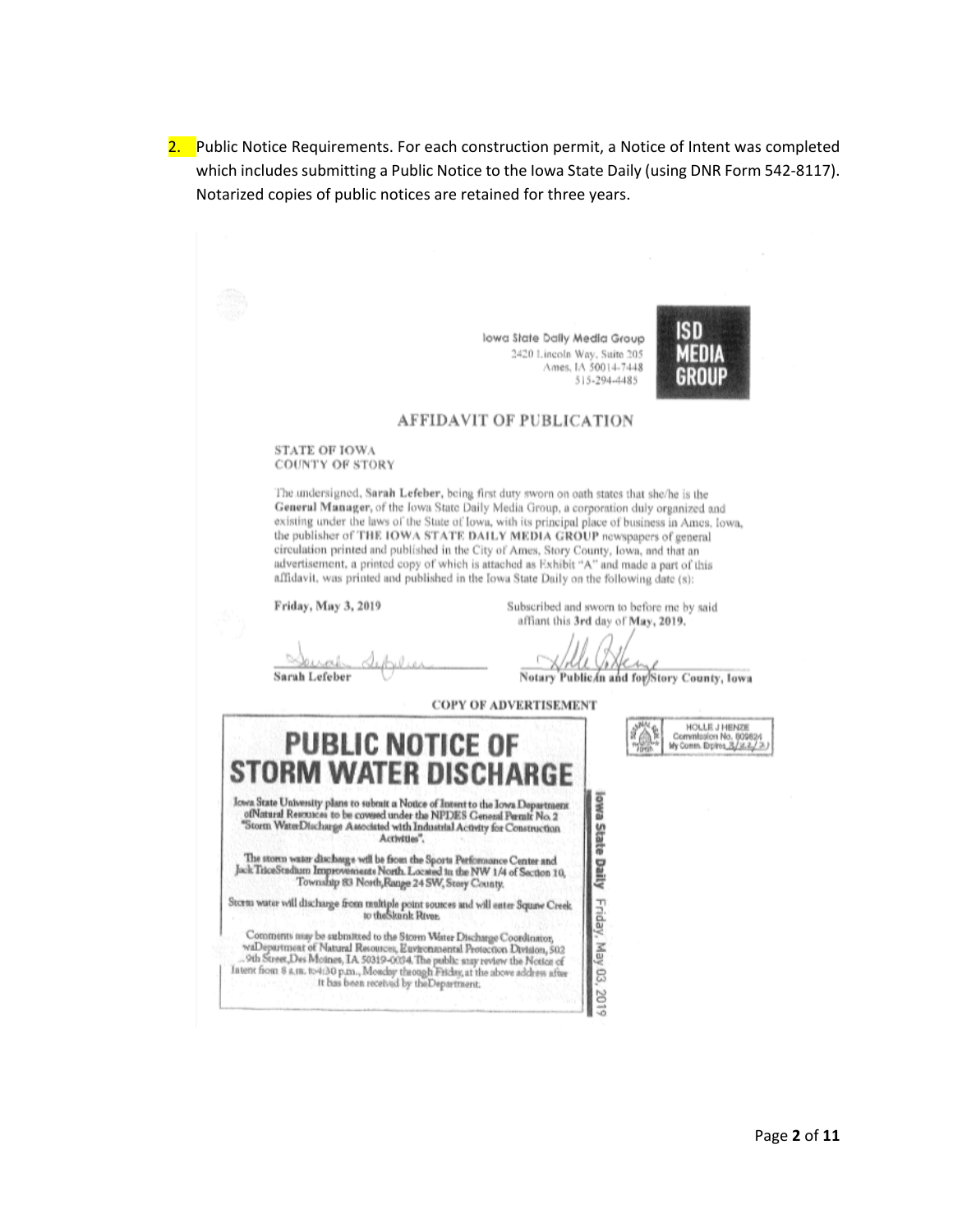2. Public Notice Requirements. For each construction permit, a Notice of Intent was completed which includes submitting a Public Notice to the Iowa State Daily (using DNR Form 542-8117). Notarized copies of public notices are retained for three years.

Iowa State Daily Media Group
2420 Lincoln Way, Suite 205
Ames, IA 50014-7448
515-294-4485

ISD MEDIA GROUP

## AFFIDAVIT OF PUBLICATION

STATE OF IOWA
COUNTY OF STORY

The undersigned, **Sarah Lefeber**, being first duty sworn on oath states that she/he is the **General Manager**, of the Iowa State Daily Media Group, a corporation duly organized and existing under the laws of the State of Iowa, with its principal place of business in Ames, Iowa, the publisher of **THE IOWA STATE DAILY MEDIA GROUP** newspapers of general circulation printed and published in the City of Ames, Story County, Iowa, and that an advertisement, a printed copy of which is attached as Exhibit "A" and made a part of this affidavit, was printed and published in the Iowa State Daily on the following date (s):

**Friday, May 3, 2019**

Subscribed and sworn to before me by said affiant this **3rd** day of **May, 2019.**

Sarah Lefeber

Notary Public in and for Story County, Iowa

HOLLE J HENZE
Commission No. 809824
My Comm. Expires 3/22/21

COPY OF ADVERTISEMENT

# PUBLIC NOTICE OF STORM WATER DISCHARGE

Iowa State University plans to submit a Notice of Intent to the Iowa Department of Natural Resources to be covered under the NPDES General Permit No. 2 "Storm Water Discharge Associated with Industrial Activity for Construction Activities".

The storm water discharge will be from the Sports Performance Center and Jack Trice Stadium Improvements North. Located in the NW 1/4 of Section 10, Township 83 North, Range 24 SW, Story County.

Storm water will discharge from multiple point sources and will enter Squaw Creek to the Skunk River.

Comments may be submitted to the Storm Water Discharge Coordinator, Iowa Department of Natural Resources, Environmental Protection Division, 502 E. 9th Street, Des Moines, IA 50319-0034. The public may review the Notice of Intent from 8 a.m. to 4:30 p.m., Monday through Friday, at the above address after it has been received by the Department.

Iowa State Daily Friday, May 03, 2019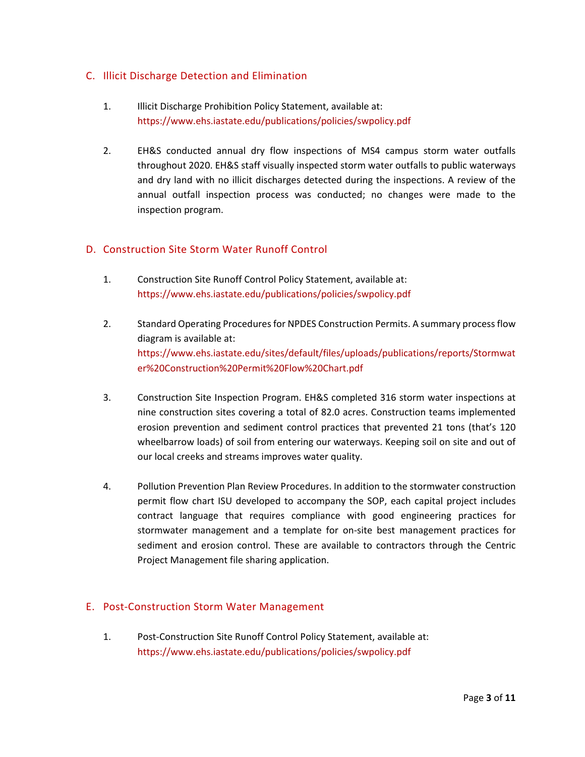## C. Illicit Discharge Detection and Elimination

1. Illicit Discharge Prohibition Policy Statement, available at: https://www.ehs.iastate.edu/publications/policies/swpolicy.pdf

2. EH&S conducted annual dry flow inspections of MS4 campus storm water outfalls throughout 2020. EH&S staff visually inspected storm water outfalls to public waterways and dry land with no illicit discharges detected during the inspections. A review of the annual outfall inspection process was conducted; no changes were made to the inspection program.

## D. Construction Site Storm Water Runoff Control

1. Construction Site Runoff Control Policy Statement, available at: https://www.ehs.iastate.edu/publications/policies/swpolicy.pdf

2. Standard Operating Procedures for NPDES Construction Permits. A summary process flow diagram is available at: https://www.ehs.iastate.edu/sites/default/files/uploads/publications/reports/Stormwater%20Construction%20Permit%20Flow%20Chart.pdf

3. Construction Site Inspection Program. EH&S completed 316 storm water inspections at nine construction sites covering a total of 82.0 acres. Construction teams implemented erosion prevention and sediment control practices that prevented 21 tons (that's 120 wheelbarrow loads) of soil from entering our waterways. Keeping soil on site and out of our local creeks and streams improves water quality.

4. Pollution Prevention Plan Review Procedures. In addition to the stormwater construction permit flow chart ISU developed to accompany the SOP, each capital project includes contract language that requires compliance with good engineering practices for stormwater management and a template for on-site best management practices for sediment and erosion control. These are available to contractors through the Centric Project Management file sharing application.

## E. Post-Construction Storm Water Management

1. Post-Construction Site Runoff Control Policy Statement, available at: https://www.ehs.iastate.edu/publications/policies/swpolicy.pdf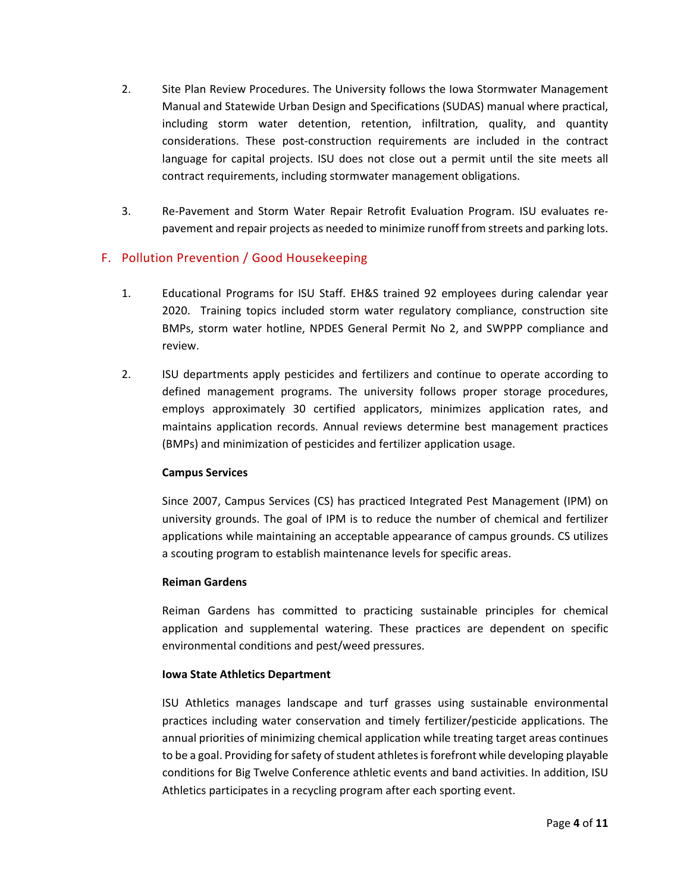2. Site Plan Review Procedures. The University follows the Iowa Stormwater Management Manual and Statewide Urban Design and Specifications (SUDAS) manual where practical, including storm water detention, retention, infiltration, quality, and quantity considerations. These post-construction requirements are included in the contract language for capital projects. ISU does not close out a permit until the site meets all contract requirements, including stormwater management obligations.

3. Re-Pavement and Storm Water Repair Retrofit Evaluation Program. ISU evaluates re-pavement and repair projects as needed to minimize runoff from streets and parking lots.

## F. Pollution Prevention / Good Housekeeping

1. Educational Programs for ISU Staff. EH&S trained 92 employees during calendar year 2020. Training topics included storm water regulatory compliance, construction site BMPs, storm water hotline, NPDES General Permit No 2, and SWPPP compliance and review.

2. ISU departments apply pesticides and fertilizers and continue to operate according to defined management programs. The university follows proper storage procedures, employs approximately 30 certified applicators, minimizes application rates, and maintains application records. Annual reviews determine best management practices (BMPs) and minimization of pesticides and fertilizer application usage.

   **Campus Services**

   Since 2007, Campus Services (CS) has practiced Integrated Pest Management (IPM) on university grounds. The goal of IPM is to reduce the number of chemical and fertilizer applications while maintaining an acceptable appearance of campus grounds. CS utilizes a scouting program to establish maintenance levels for specific areas.

   **Reiman Gardens**

   Reiman Gardens has committed to practicing sustainable principles for chemical application and supplemental watering. These practices are dependent on specific environmental conditions and pest/weed pressures.

   **Iowa State Athletics Department**

   ISU Athletics manages landscape and turf grasses using sustainable environmental practices including water conservation and timely fertilizer/pesticide applications. The annual priorities of minimizing chemical application while treating target areas continues to be a goal. Providing for safety of student athletes is forefront while developing playable conditions for Big Twelve Conference athletic events and band activities. In addition, ISU Athletics participates in a recycling program after each sporting event.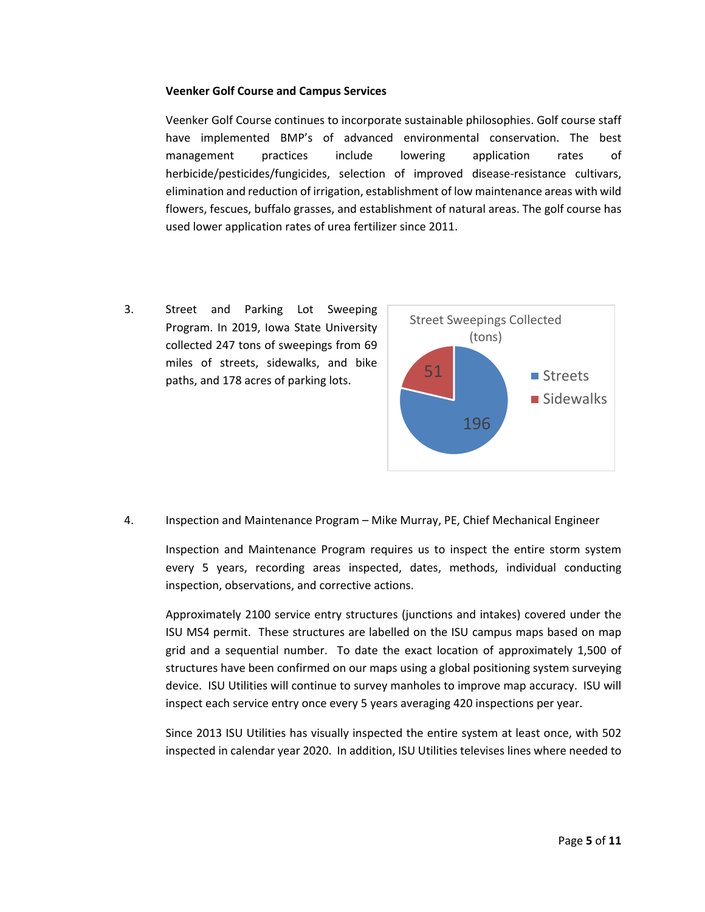**Veenker Golf Course and Campus Services**

Veenker Golf Course continues to incorporate sustainable philosophies. Golf course staff have implemented BMP's of advanced environmental conservation. The best management practices include lowering application rates of herbicide/pesticides/fungicides, selection of improved disease-resistance cultivars, elimination and reduction of irrigation, establishment of low maintenance areas with wild flowers, fescues, buffalo grasses, and establishment of natural areas. The golf course has used lower application rates of urea fertilizer since 2011.

3. Street and Parking Lot Sweeping Program. In 2019, Iowa State University collected 247 tons of sweepings from 69 miles of streets, sidewalks, and bike paths, and 178 acres of parking lots.

Street Sweepings Collected (tons)

| Category | Tons |
|---|---|
| Streets | 196 |
| Sidewalks | 51 |

4. Inspection and Maintenance Program – Mike Murray, PE, Chief Mechanical Engineer

Inspection and Maintenance Program requires us to inspect the entire storm system every 5 years, recording areas inspected, dates, methods, individual conducting inspection, observations, and corrective actions.

Approximately 2100 service entry structures (junctions and intakes) covered under the ISU MS4 permit. These structures are labelled on the ISU campus maps based on map grid and a sequential number. To date the exact location of approximately 1,500 of structures have been confirmed on our maps using a global positioning system surveying device. ISU Utilities will continue to survey manholes to improve map accuracy. ISU will inspect each service entry once every 5 years averaging 420 inspections per year.

Since 2013 ISU Utilities has visually inspected the entire system at least once, with 502 inspected in calendar year 2020. In addition, ISU Utilities televises lines where needed to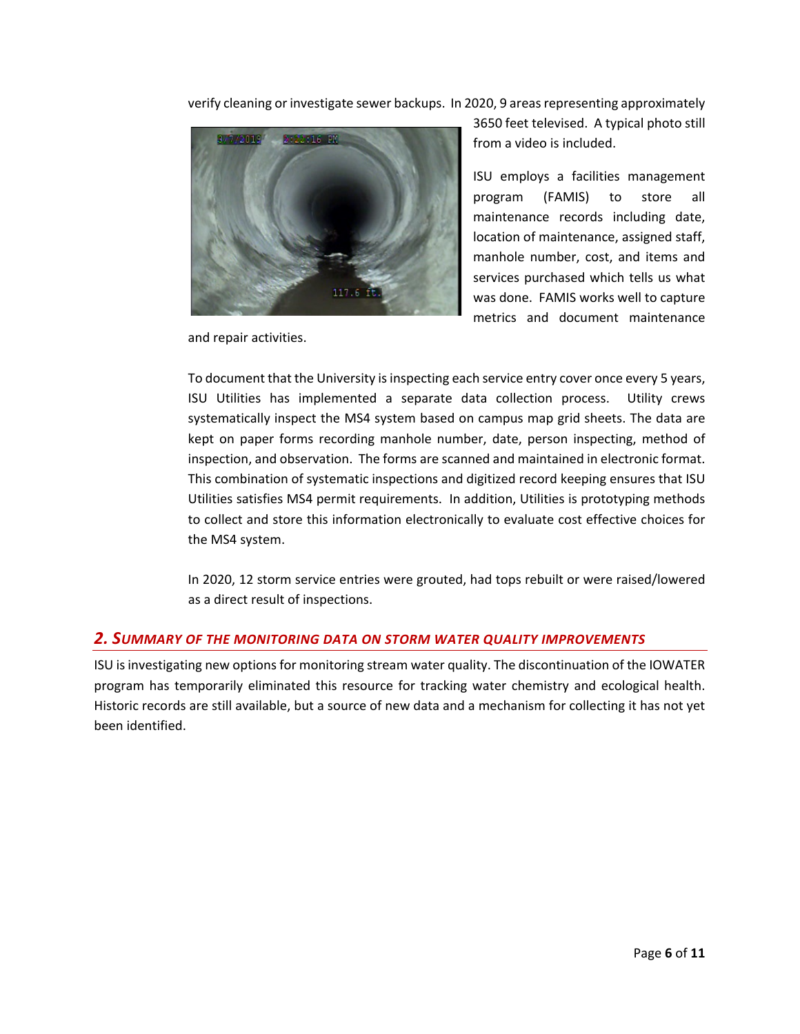verify cleaning or investigate sewer backups. In 2020, 9 areas representing approximately 3650 feet televised. A typical photo still from a video is included.

ISU employs a facilities management program (FAMIS) to store all maintenance records including date, location of maintenance, assigned staff, manhole number, cost, and items and services purchased which tells us what was done. FAMIS works well to capture metrics and document maintenance and repair activities.

To document that the University is inspecting each service entry cover once every 5 years, ISU Utilities has implemented a separate data collection process. Utility crews systematically inspect the MS4 system based on campus map grid sheets. The data are kept on paper forms recording manhole number, date, person inspecting, method of inspection, and observation. The forms are scanned and maintained in electronic format. This combination of systematic inspections and digitized record keeping ensures that ISU Utilities satisfies MS4 permit requirements. In addition, Utilities is prototyping methods to collect and store this information electronically to evaluate cost effective choices for the MS4 system.

In 2020, 12 storm service entries were grouted, had tops rebuilt or were raised/lowered as a direct result of inspections.

## *2. Summary of the Monitoring Data on Storm Water Quality Improvements*

ISU is investigating new options for monitoring stream water quality. The discontinuation of the IOWATER program has temporarily eliminated this resource for tracking water chemistry and ecological health. Historic records are still available, but a source of new data and a mechanism for collecting it has not yet been identified.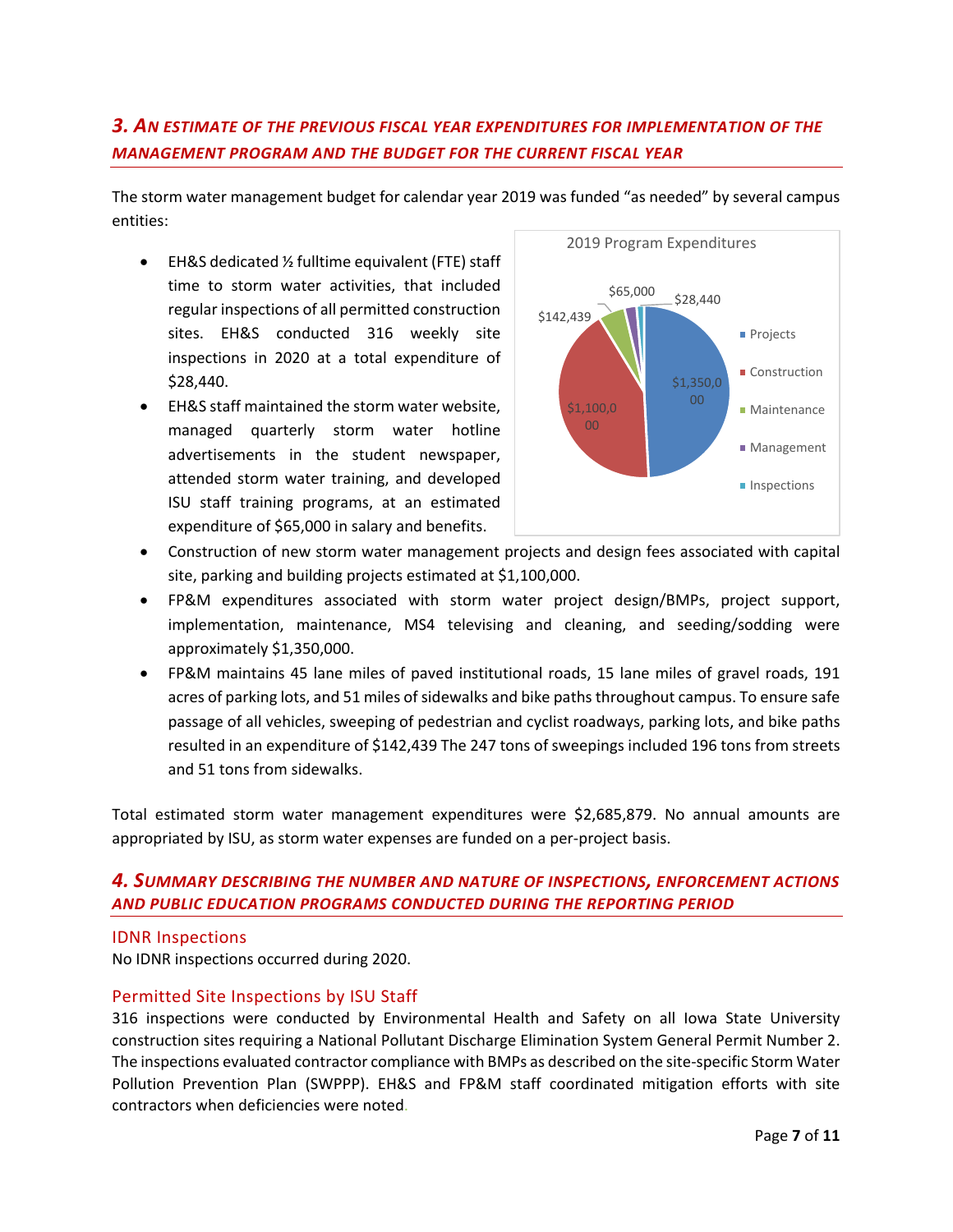## 3. An estimate of the previous fiscal year expenditures for implementation of the management program and the budget for the current fiscal year

The storm water management budget for calendar year 2019 was funded "as needed" by several campus entities:

- EH&S dedicated ½ fulltime equivalent (FTE) staff time to storm water activities, that included regular inspections of all permitted construction sites. EH&S conducted 316 weekly site inspections in 2020 at a total expenditure of $28,440.
- EH&S staff maintained the storm water website, managed quarterly storm water hotline advertisements in the student newspaper, attended storm water training, and developed ISU staff training programs, at an estimated expenditure of $65,000 in salary and benefits.
- Construction of new storm water management projects and design fees associated with capital site, parking and building projects estimated at $1,100,000.
- FP&M expenditures associated with storm water project design/BMPs, project support, implementation, maintenance, MS4 televising and cleaning, and seeding/sodding were approximately $1,350,000.
- FP&M maintains 45 lane miles of paved institutional roads, 15 lane miles of gravel roads, 191 acres of parking lots, and 51 miles of sidewalks and bike paths throughout campus. To ensure safe passage of all vehicles, sweeping of pedestrian and cyclist roadways, parking lots, and bike paths resulted in an expenditure of $142,439 The 247 tons of sweepings included 196 tons from streets and 51 tons from sidewalks.

**2019 Program Expenditures**

| Category | Amount |
|---|---|
| Projects | $1,350,000 |
| Construction | $1,100,000 |
| Maintenance | $142,439 |
| Management | $65,000 |
| Inspections | $28,440 |

Total estimated storm water management expenditures were $2,685,879. No annual amounts are appropriated by ISU, as storm water expenses are funded on a per-project basis.

## 4. Summary describing the number and nature of inspections, enforcement actions and public education programs conducted during the reporting period

### IDNR Inspections

No IDNR inspections occurred during 2020.

### Permitted Site Inspections by ISU Staff

316 inspections were conducted by Environmental Health and Safety on all Iowa State University construction sites requiring a National Pollutant Discharge Elimination System General Permit Number 2. The inspections evaluated contractor compliance with BMPs as described on the site-specific Storm Water Pollution Prevention Plan (SWPPP). EH&S and FP&M staff coordinated mitigation efforts with site contractors when deficiencies were noted.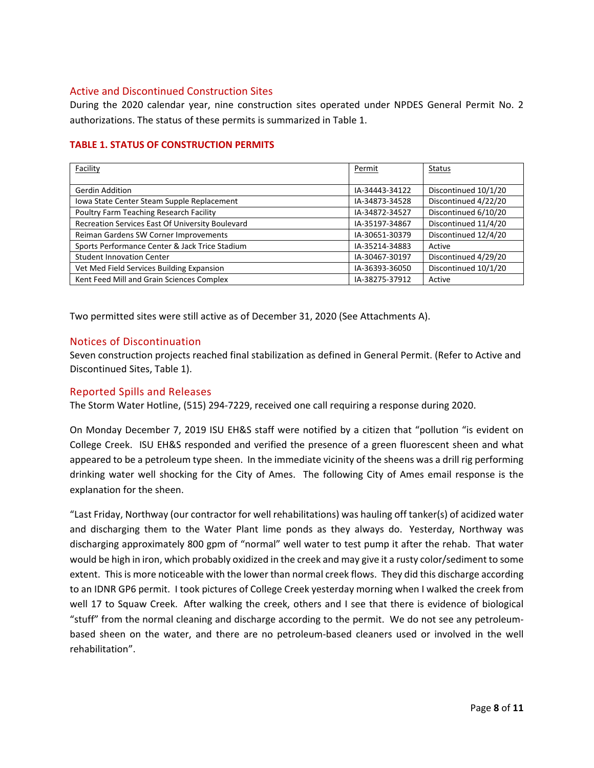## Active and Discontinued Construction Sites

During the 2020 calendar year, nine construction sites operated under NPDES General Permit No. 2 authorizations. The status of these permits is summarized in Table 1.

**TABLE 1. STATUS OF CONSTRUCTION PERMITS**

| Facility | Permit | Status |
|---|---|---|
| Gerdin Addition | IA-34443-34122 | Discontinued 10/1/20 |
| Iowa State Center Steam Supple Replacement | IA-34873-34528 | Discontinued 4/22/20 |
| Poultry Farm Teaching Research Facility | IA-34872-34527 | Discontinued 6/10/20 |
| Recreation Services East Of University Boulevard | IA-35197-34867 | Discontinued 11/4/20 |
| Reiman Gardens SW Corner Improvements | IA-30651-30379 | Discontinued 12/4/20 |
| Sports Performance Center & Jack Trice Stadium | IA-35214-34883 | Active |
| Student Innovation Center | IA-30467-30197 | Discontinued 4/29/20 |
| Vet Med Field Services Building Expansion | IA-36393-36050 | Discontinued 10/1/20 |
| Kent Feed Mill and Grain Sciences Complex | IA-38275-37912 | Active |

Two permitted sites were still active as of December 31, 2020 (See Attachments A).

## Notices of Discontinuation

Seven construction projects reached final stabilization as defined in General Permit. (Refer to Active and Discontinued Sites, Table 1).

## Reported Spills and Releases

The Storm Water Hotline, (515) 294-7229, received one call requiring a response during 2020.

On Monday December 7, 2019 ISU EH&S staff were notified by a citizen that "pollution "is evident on College Creek. ISU EH&S responded and verified the presence of a green fluorescent sheen and what appeared to be a petroleum type sheen. In the immediate vicinity of the sheens was a drill rig performing drinking water well shocking for the City of Ames. The following City of Ames email response is the explanation for the sheen.

"Last Friday, Northway (our contractor for well rehabilitations) was hauling off tanker(s) of acidized water and discharging them to the Water Plant lime ponds as they always do. Yesterday, Northway was discharging approximately 800 gpm of "normal" well water to test pump it after the rehab. That water would be high in iron, which probably oxidized in the creek and may give it a rusty color/sediment to some extent. This is more noticeable with the lower than normal creek flows. They did this discharge according to an IDNR GP6 permit. I took pictures of College Creek yesterday morning when I walked the creek from well 17 to Squaw Creek. After walking the creek, others and I see that there is evidence of biological "stuff" from the normal cleaning and discharge according to the permit. We do not see any petroleum-based sheen on the water, and there are no petroleum-based cleaners used or involved in the well rehabilitation".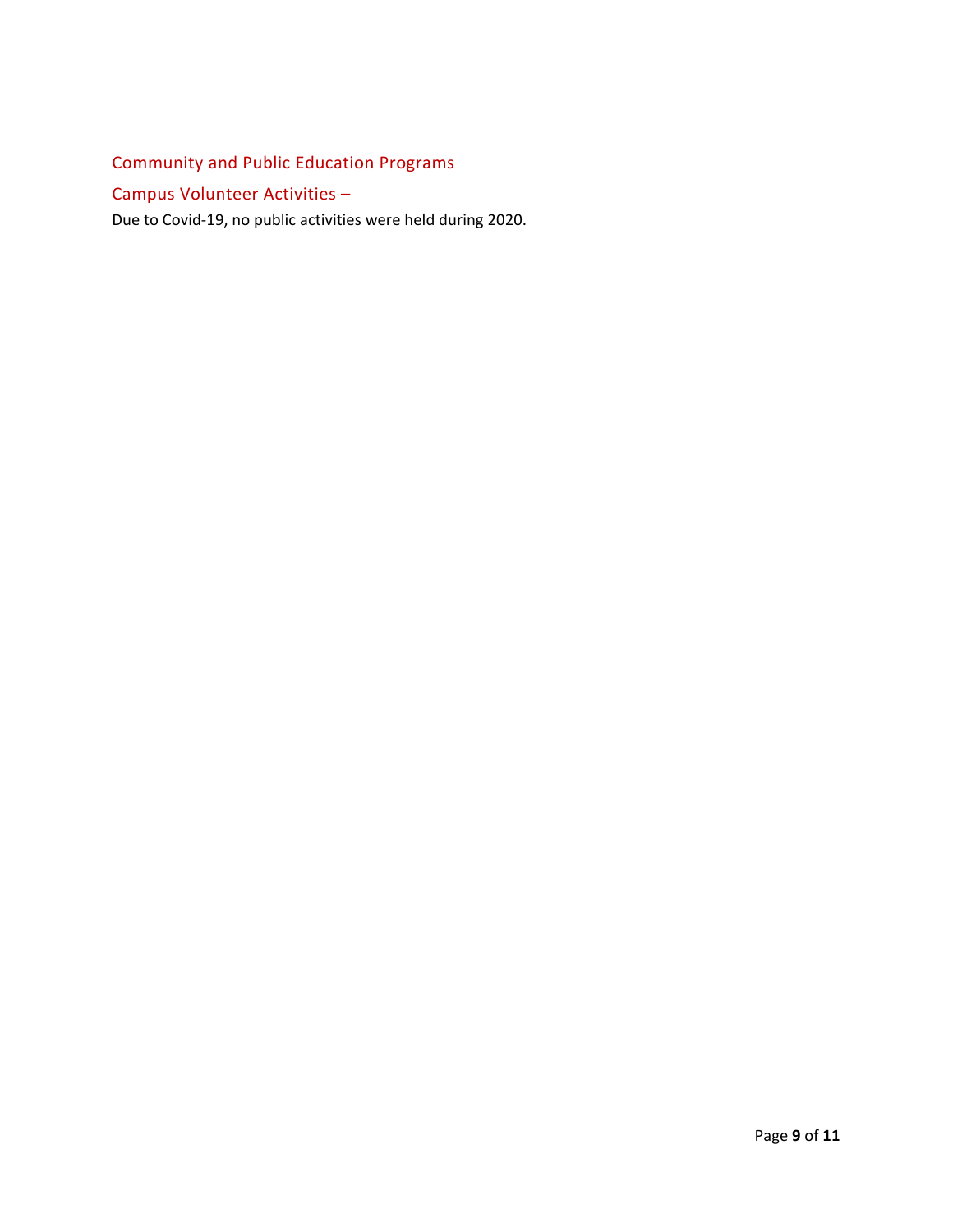## Community and Public Education Programs

### Campus Volunteer Activities –

Due to Covid-19, no public activities were held during 2020.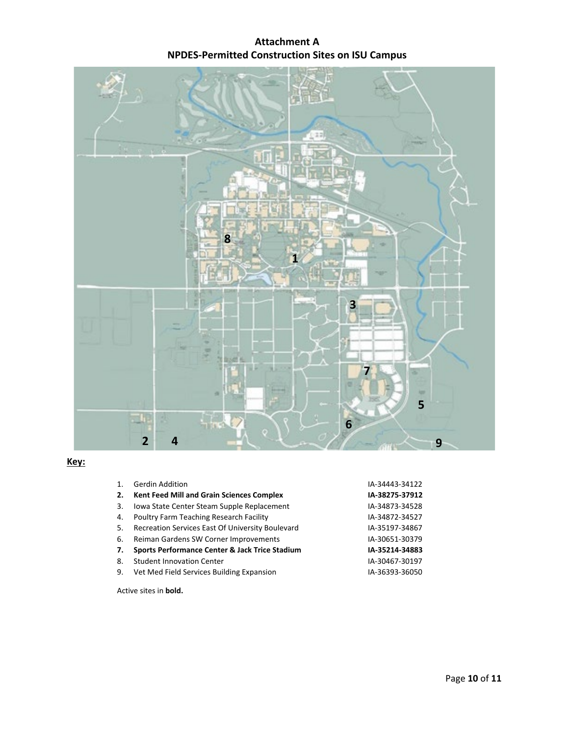# Attachment A
# NPDES-Permitted Construction Sites on ISU Campus

**Key:**

1. Gerdin Addition IA-34443-34122
2. **Kent Feed Mill and Grain Sciences Complex IA-38275-37912**
3. Iowa State Center Steam Supple Replacement IA-34873-34528
4. Poultry Farm Teaching Research Facility IA-34872-34527
5. Recreation Services East Of University Boulevard IA-35197-34867
6. Reiman Gardens SW Corner Improvements IA-30651-30379
7. **Sports Performance Center & Jack Trice Stadium IA-35214-34883**
8. Student Innovation Center IA-30467-30197
9. Vet Med Field Services Building Expansion IA-36393-36050

Active sites in **bold.**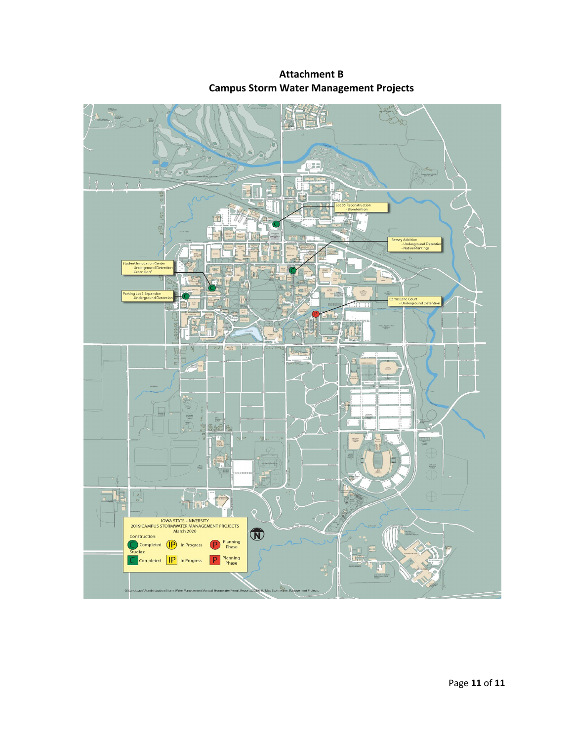**Attachment B**
**Campus Storm Water Management Projects**

Lot 35 Reconstruction
- Bioretention

Bessey Addition
- Underground Detention
- Native Plantings

Student Innovation Center
-Underground Detention
-Green Roof

Parking Lot 3 Expansion
-Underground Detention

Carrie Lane Court
- Underground Detention

IOWA STATE UNIVERSITY
2019 CAMPUS STORMWATER MANAGEMENT PROJECTS
March 2020

Construction:
C Completed
IP In Progress
P Planning Phase

Studies:
C Completed
IP In Progress
P Planning Phase

G:\Landscape\Administration\Storm Water Management\Annual Stormwater Permit Reports\2020\ISU Map Stormwater Management Projects